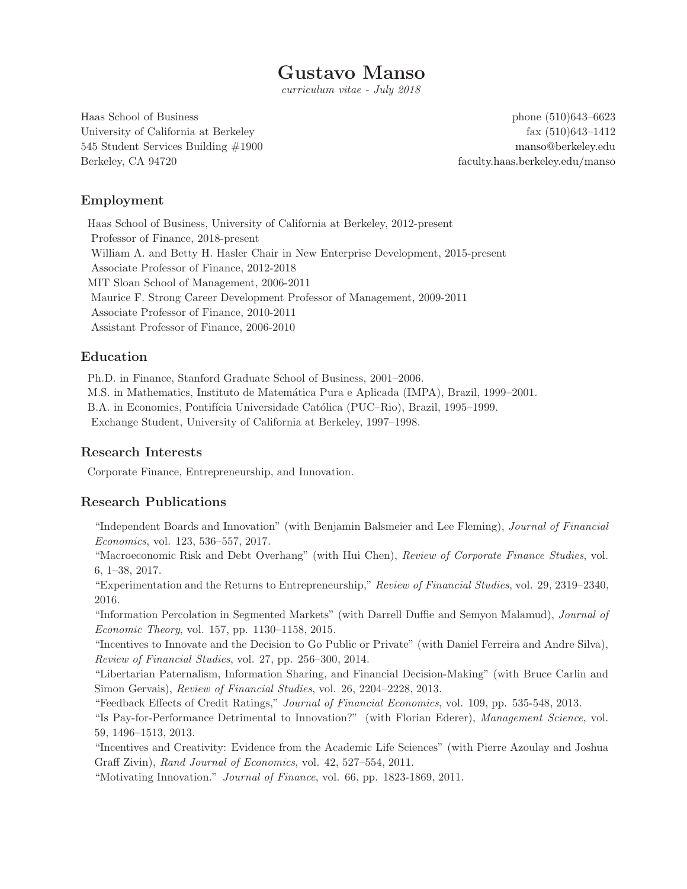# Gustavo Manso

*curriculum vitae - July 2018*

Haas School of Business
University of California at Berkeley
545 Student Services Building #1900
Berkeley, CA 94720

phone (510)643–6623
fax (510)643–1412
manso@berkeley.edu
faculty.haas.berkeley.edu/manso

## Employment

Haas School of Business, University of California at Berkeley, 2012-present
Professor of Finance, 2018-present
William A. and Betty H. Hasler Chair in New Enterprise Development, 2015-present
Associate Professor of Finance, 2012-2018
MIT Sloan School of Management, 2006-2011
Maurice F. Strong Career Development Professor of Management, 2009-2011
Associate Professor of Finance, 2010-2011
Assistant Professor of Finance, 2006-2010

## Education

Ph.D. in Finance, Stanford Graduate School of Business, 2001–2006.
M.S. in Mathematics, Instituto de Matemática Pura e Aplicada (IMPA), Brazil, 1999–2001.
B.A. in Economics, Pontifícia Universidade Católica (PUC–Rio), Brazil, 1995–1999.
Exchange Student, University of California at Berkeley, 1997–1998.

## Research Interests

Corporate Finance, Entrepreneurship, and Innovation.

## Research Publications

"Independent Boards and Innovation" (with Benjamin Balsmeier and Lee Fleming), *Journal of Financial Economics*, vol. 123, 536–557, 2017.

"Macroeconomic Risk and Debt Overhang" (with Hui Chen), *Review of Corporate Finance Studies*, vol. 6, 1–38, 2017.

"Experimentation and the Returns to Entrepreneurship," *Review of Financial Studies*, vol. 29, 2319–2340, 2016.

"Information Percolation in Segmented Markets" (with Darrell Duffie and Semyon Malamud), *Journal of Economic Theory*, vol. 157, pp. 1130–1158, 2015.

"Incentives to Innovate and the Decision to Go Public or Private" (with Daniel Ferreira and Andre Silva), *Review of Financial Studies*, vol. 27, pp. 256–300, 2014.

"Libertarian Paternalism, Information Sharing, and Financial Decision-Making" (with Bruce Carlin and Simon Gervais), *Review of Financial Studies*, vol. 26, 2204–2228, 2013.

"Feedback Effects of Credit Ratings," *Journal of Financial Economics*, vol. 109, pp. 535-548, 2013.

"Is Pay-for-Performance Detrimental to Innovation?" (with Florian Ederer), *Management Science*, vol. 59, 1496–1513, 2013.

"Incentives and Creativity: Evidence from the Academic Life Sciences" (with Pierre Azoulay and Joshua Graff Zivin), *Rand Journal of Economics*, vol. 42, 527–554, 2011.

"Motivating Innovation." *Journal of Finance*, vol. 66, pp. 1823-1869, 2011.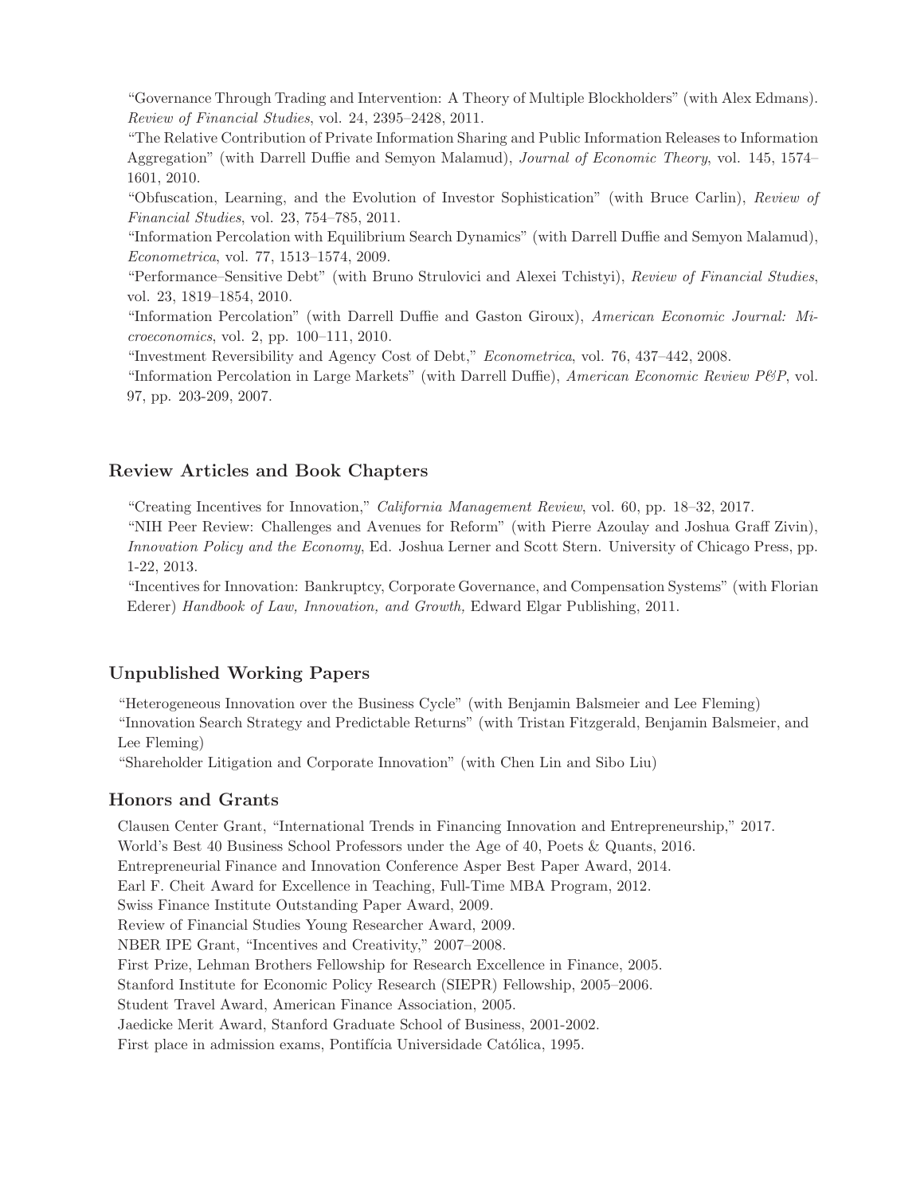"Governance Through Trading and Intervention: A Theory of Multiple Blockholders" (with Alex Edmans). *Review of Financial Studies*, vol. 24, 2395–2428, 2011.

"The Relative Contribution of Private Information Sharing and Public Information Releases to Information Aggregation" (with Darrell Duffie and Semyon Malamud), *Journal of Economic Theory*, vol. 145, 1574–1601, 2010.

"Obfuscation, Learning, and the Evolution of Investor Sophistication" (with Bruce Carlin), *Review of Financial Studies*, vol. 23, 754–785, 2011.

"Information Percolation with Equilibrium Search Dynamics" (with Darrell Duffie and Semyon Malamud), *Econometrica*, vol. 77, 1513–1574, 2009.

"Performance–Sensitive Debt" (with Bruno Strulovici and Alexei Tchistyi), *Review of Financial Studies*, vol. 23, 1819–1854, 2010.

"Information Percolation" (with Darrell Duffie and Gaston Giroux), *American Economic Journal: Microeconomics*, vol. 2, pp. 100–111, 2010.

"Investment Reversibility and Agency Cost of Debt," *Econometrica*, vol. 76, 437–442, 2008.

"Information Percolation in Large Markets" (with Darrell Duffie), *American Economic Review P&P*, vol. 97, pp. 203-209, 2007.

## Review Articles and Book Chapters

"Creating Incentives for Innovation," *California Management Review*, vol. 60, pp. 18–32, 2017.

"NIH Peer Review: Challenges and Avenues for Reform" (with Pierre Azoulay and Joshua Graff Zivin), *Innovation Policy and the Economy*, Ed. Joshua Lerner and Scott Stern. University of Chicago Press, pp. 1-22, 2013.

"Incentives for Innovation: Bankruptcy, Corporate Governance, and Compensation Systems" (with Florian Ederer) *Handbook of Law, Innovation, and Growth,* Edward Elgar Publishing, 2011.

## Unpublished Working Papers

"Heterogeneous Innovation over the Business Cycle" (with Benjamin Balsmeier and Lee Fleming)

"Innovation Search Strategy and Predictable Returns" (with Tristan Fitzgerald, Benjamin Balsmeier, and Lee Fleming)

"Shareholder Litigation and Corporate Innovation" (with Chen Lin and Sibo Liu)

## Honors and Grants

Clausen Center Grant, "International Trends in Financing Innovation and Entrepreneurship," 2017.

World's Best 40 Business School Professors under the Age of 40, Poets & Quants, 2016.

Entrepreneurial Finance and Innovation Conference Asper Best Paper Award, 2014.

Earl F. Cheit Award for Excellence in Teaching, Full-Time MBA Program, 2012.

Swiss Finance Institute Outstanding Paper Award, 2009.

Review of Financial Studies Young Researcher Award, 2009.

NBER IPE Grant, "Incentives and Creativity," 2007–2008.

First Prize, Lehman Brothers Fellowship for Research Excellence in Finance, 2005.

Stanford Institute for Economic Policy Research (SIEPR) Fellowship, 2005–2006.

Student Travel Award, American Finance Association, 2005.

Jaedicke Merit Award, Stanford Graduate School of Business, 2001-2002.

First place in admission exams, Pontifícia Universidade Católica, 1995.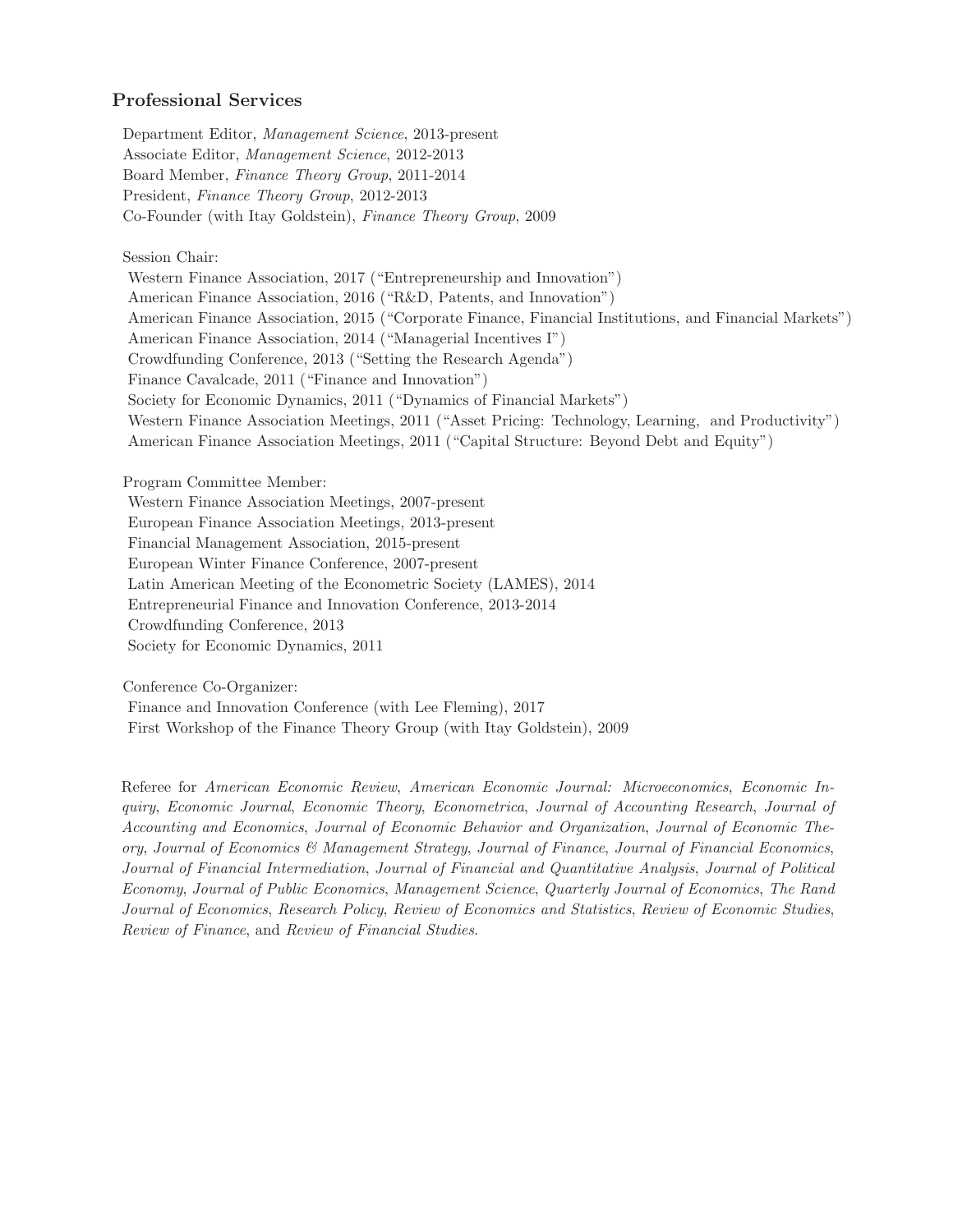## Professional Services

Department Editor, *Management Science*, 2013-present
Associate Editor, *Management Science*, 2012-2013
Board Member, *Finance Theory Group*, 2011-2014
President, *Finance Theory Group*, 2012-2013
Co-Founder (with Itay Goldstein), *Finance Theory Group*, 2009

Session Chair:
Western Finance Association, 2017 ("Entrepreneurship and Innovation")
American Finance Association, 2016 ("R&D, Patents, and Innovation")
American Finance Association, 2015 ("Corporate Finance, Financial Institutions, and Financial Markets")
American Finance Association, 2014 ("Managerial Incentives I")
Crowdfunding Conference, 2013 ("Setting the Research Agenda")
Finance Cavalcade, 2011 ("Finance and Innovation")
Society for Economic Dynamics, 2011 ("Dynamics of Financial Markets")
Western Finance Association Meetings, 2011 ("Asset Pricing: Technology, Learning, and Productivity")
American Finance Association Meetings, 2011 ("Capital Structure: Beyond Debt and Equity")

Program Committee Member:
Western Finance Association Meetings, 2007-present
European Finance Association Meetings, 2013-present
Financial Management Association, 2015-present
European Winter Finance Conference, 2007-present
Latin American Meeting of the Econometric Society (LAMES), 2014
Entrepreneurial Finance and Innovation Conference, 2013-2014
Crowdfunding Conference, 2013
Society for Economic Dynamics, 2011

Conference Co-Organizer:
Finance and Innovation Conference (with Lee Fleming), 2017
First Workshop of the Finance Theory Group (with Itay Goldstein), 2009

Referee for *American Economic Review*, *American Economic Journal: Microeconomics*, *Economic Inquiry*, *Economic Journal*, *Economic Theory*, *Econometrica*, *Journal of Accounting Research*, *Journal of Accounting and Economics*, *Journal of Economic Behavior and Organization*, *Journal of Economic Theory*, *Journal of Economics & Management Strategy*, *Journal of Finance*, *Journal of Financial Economics*, *Journal of Financial Intermediation*, *Journal of Financial and Quantitative Analysis*, *Journal of Political Economy*, *Journal of Public Economics*, *Management Science*, *Quarterly Journal of Economics*, *The Rand Journal of Economics*, *Research Policy*, *Review of Economics and Statistics*, *Review of Economic Studies*, *Review of Finance*, and *Review of Financial Studies*.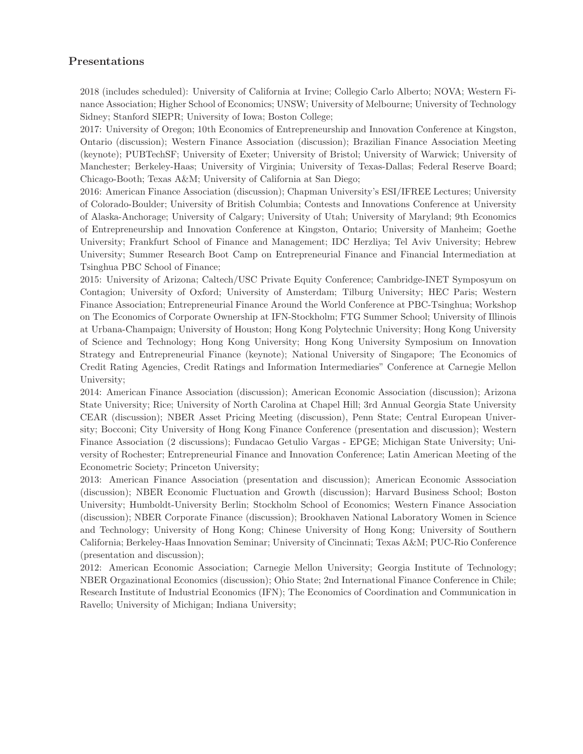## Presentations

2018 (includes scheduled): University of California at Irvine; Collegio Carlo Alberto; NOVA; Western Finance Association; Higher School of Economics; UNSW; University of Melbourne; University of Technology Sidney; Stanford SIEPR; University of Iowa; Boston College;

2017: University of Oregon; 10th Economics of Entrepreneurship and Innovation Conference at Kingston, Ontario (discussion); Western Finance Association (discussion); Brazilian Finance Association Meeting (keynote); PUBTechSF; University of Exeter; University of Bristol; University of Warwick; University of Manchester; Berkeley-Haas; University of Virginia; University of Texas-Dallas; Federal Reserve Board; Chicago-Booth; Texas A&M; University of California at San Diego;

2016: American Finance Association (discussion); Chapman University's ESI/IFREE Lectures; University of Colorado-Boulder; University of British Columbia; Contests and Innovations Conference at University of Alaska-Anchorage; University of Calgary; University of Utah; University of Maryland; 9th Economics of Entrepreneurship and Innovation Conference at Kingston, Ontario; University of Manheim; Goethe University; Frankfurt School of Finance and Management; IDC Herzliya; Tel Aviv University; Hebrew University; Summer Research Boot Camp on Entrepreneurial Finance and Financial Intermediation at Tsinghua PBC School of Finance;

2015: University of Arizona; Caltech/USC Private Equity Conference; Cambridge-INET Symposyum on Contagion; University of Oxford; University of Amsterdam; Tilburg University; HEC Paris; Western Finance Association; Entrepreneurial Finance Around the World Conference at PBC-Tsinghua; Workshop on The Economics of Corporate Ownership at IFN-Stockholm; FTG Summer School; University of Illinois at Urbana-Champaign; University of Houston; Hong Kong Polytechnic University; Hong Kong University of Science and Technology; Hong Kong University; Hong Kong University Symposium on Innovation Strategy and Entrepreneurial Finance (keynote); National University of Singapore; The Economics of Credit Rating Agencies, Credit Ratings and Information Intermediaries" Conference at Carnegie Mellon University;

2014: American Finance Association (discussion); American Economic Association (discussion); Arizona State University; Rice; University of North Carolina at Chapel Hill; 3rd Annual Georgia State University CEAR (discussion); NBER Asset Pricing Meeting (discussion), Penn State; Central European University; Bocconi; City University of Hong Kong Finance Conference (presentation and discussion); Western Finance Association (2 discussions); Fundacao Getulio Vargas - EPGE; Michigan State University; University of Rochester; Entrepreneurial Finance and Innovation Conference; Latin American Meeting of the Econometric Society; Princeton University;

2013: American Finance Association (presentation and discussion); American Economic Asssociation (discussion); NBER Economic Fluctuation and Growth (discussion); Harvard Business School; Boston University; Humboldt-University Berlin; Stockholm School of Economics; Western Finance Association (discussion); NBER Corporate Finance (discussion); Brookhaven National Laboratory Women in Science and Technology; University of Hong Kong; Chinese University of Hong Kong; University of Southern California; Berkeley-Haas Innovation Seminar; University of Cincinnati; Texas A&M; PUC-Rio Conference (presentation and discussion);

2012: American Economic Association; Carnegie Mellon University; Georgia Institute of Technology; NBER Orgazinational Economics (discussion); Ohio State; 2nd International Finance Conference in Chile; Research Institute of Industrial Economics (IFN); The Economics of Coordination and Communication in Ravello; University of Michigan; Indiana University;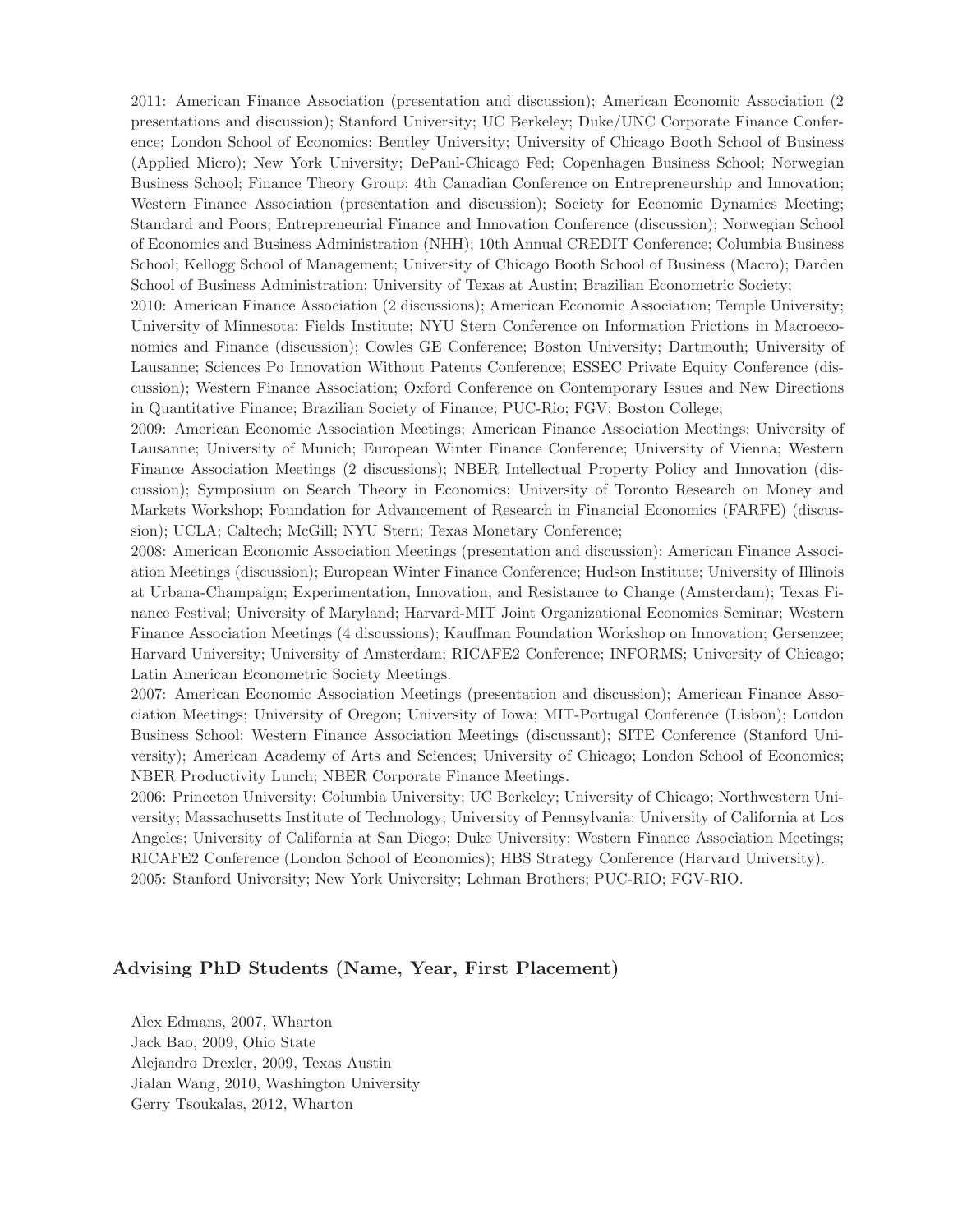2011: American Finance Association (presentation and discussion); American Economic Association (2 presentations and discussion); Stanford University; UC Berkeley; Duke/UNC Corporate Finance Conference; London School of Economics; Bentley University; University of Chicago Booth School of Business (Applied Micro); New York University; DePaul-Chicago Fed; Copenhagen Business School; Norwegian Business School; Finance Theory Group; 4th Canadian Conference on Entrepreneurship and Innovation; Western Finance Association (presentation and discussion); Society for Economic Dynamics Meeting; Standard and Poors; Entrepreneurial Finance and Innovation Conference (discussion); Norwegian School of Economics and Business Administration (NHH); 10th Annual CREDIT Conference; Columbia Business School; Kellogg School of Management; University of Chicago Booth School of Business (Macro); Darden School of Business Administration; University of Texas at Austin; Brazilian Econometric Society;
2010: American Finance Association (2 discussions); American Economic Association; Temple University; University of Minnesota; Fields Institute; NYU Stern Conference on Information Frictions in Macroeconomics and Finance (discussion); Cowles GE Conference; Boston University; Dartmouth; University of Lausanne; Sciences Po Innovation Without Patents Conference; ESSEC Private Equity Conference (discussion); Western Finance Association; Oxford Conference on Contemporary Issues and New Directions in Quantitative Finance; Brazilian Society of Finance; PUC-Rio; FGV; Boston College;
2009: American Economic Association Meetings; American Finance Association Meetings; University of Lausanne; University of Munich; European Winter Finance Conference; University of Vienna; Western Finance Association Meetings (2 discussions); NBER Intellectual Property Policy and Innovation (discussion); Symposium on Search Theory in Economics; University of Toronto Research on Money and Markets Workshop; Foundation for Advancement of Research in Financial Economics (FARFE) (discussion); UCLA; Caltech; McGill; NYU Stern; Texas Monetary Conference;
2008: American Economic Association Meetings (presentation and discussion); American Finance Association Meetings (discussion); European Winter Finance Conference; Hudson Institute; University of Illinois at Urbana-Champaign; Experimentation, Innovation, and Resistance to Change (Amsterdam); Texas Finance Festival; University of Maryland; Harvard-MIT Joint Organizational Economics Seminar; Western Finance Association Meetings (4 discussions); Kauffman Foundation Workshop on Innovation; Gersenzee; Harvard University; University of Amsterdam; RICAFE2 Conference; INFORMS; University of Chicago; Latin American Econometric Society Meetings.
2007: American Economic Association Meetings (presentation and discussion); American Finance Association Meetings; University of Oregon; University of Iowa; MIT-Portugal Conference (Lisbon); London Business School; Western Finance Association Meetings (discussant); SITE Conference (Stanford University); American Academy of Arts and Sciences; University of Chicago; London School of Economics; NBER Productivity Lunch; NBER Corporate Finance Meetings.
2006: Princeton University; Columbia University; UC Berkeley; University of Chicago; Northwestern University; Massachusetts Institute of Technology; University of Pennsylvania; University of California at Los Angeles; University of California at San Diego; Duke University; Western Finance Association Meetings; RICAFE2 Conference (London School of Economics); HBS Strategy Conference (Harvard University).
2005: Stanford University; New York University; Lehman Brothers; PUC-RIO; FGV-RIO.

## Advising PhD Students (Name, Year, First Placement)

Alex Edmans, 2007, Wharton
Jack Bao, 2009, Ohio State
Alejandro Drexler, 2009, Texas Austin
Jialan Wang, 2010, Washington University
Gerry Tsoukalas, 2012, Wharton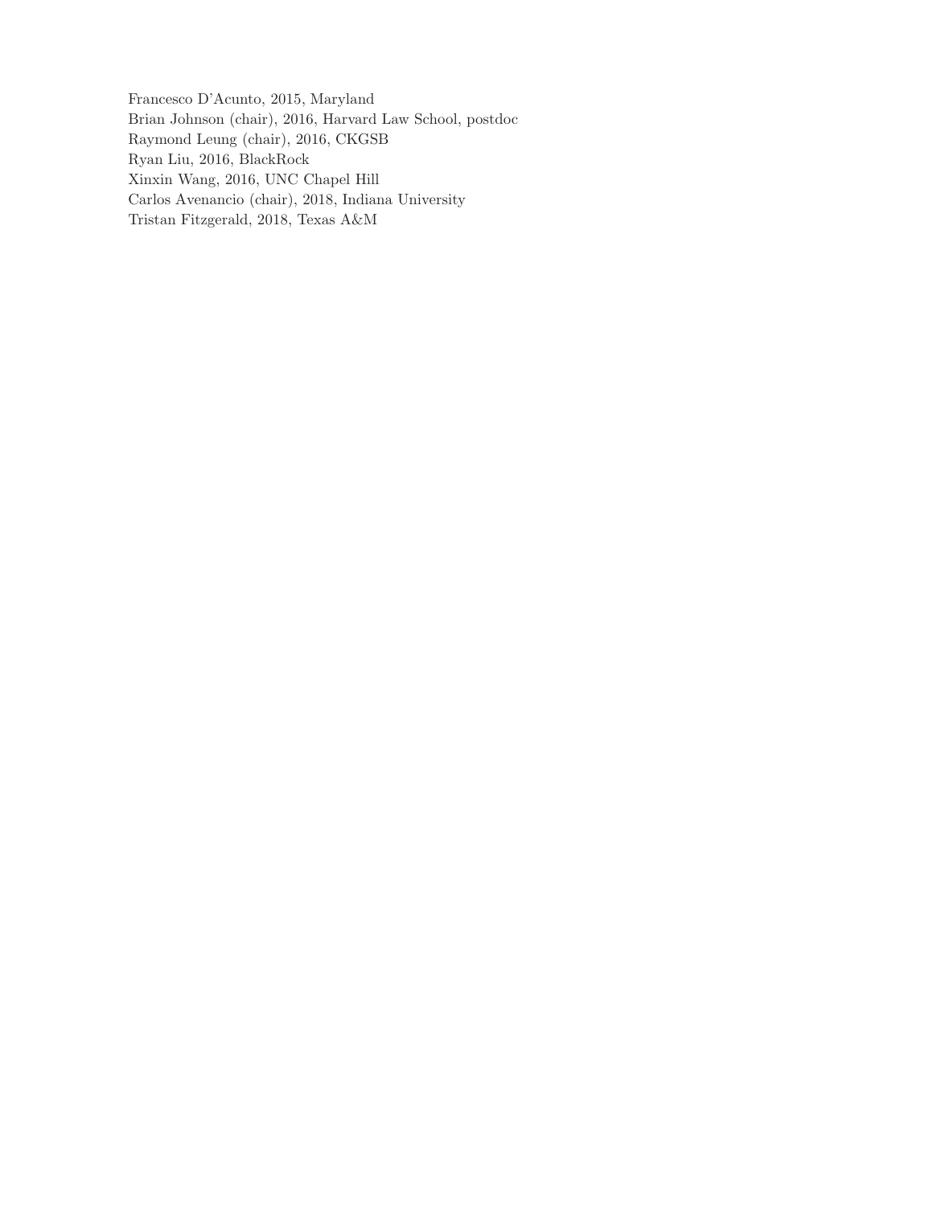Francesco D'Acunto, 2015, Maryland
Brian Johnson (chair), 2016, Harvard Law School, postdoc
Raymond Leung (chair), 2016, CKGSB
Ryan Liu, 2016, BlackRock
Xinxin Wang, 2016, UNC Chapel Hill
Carlos Avenancio (chair), 2018, Indiana University
Tristan Fitzgerald, 2018, Texas A&M